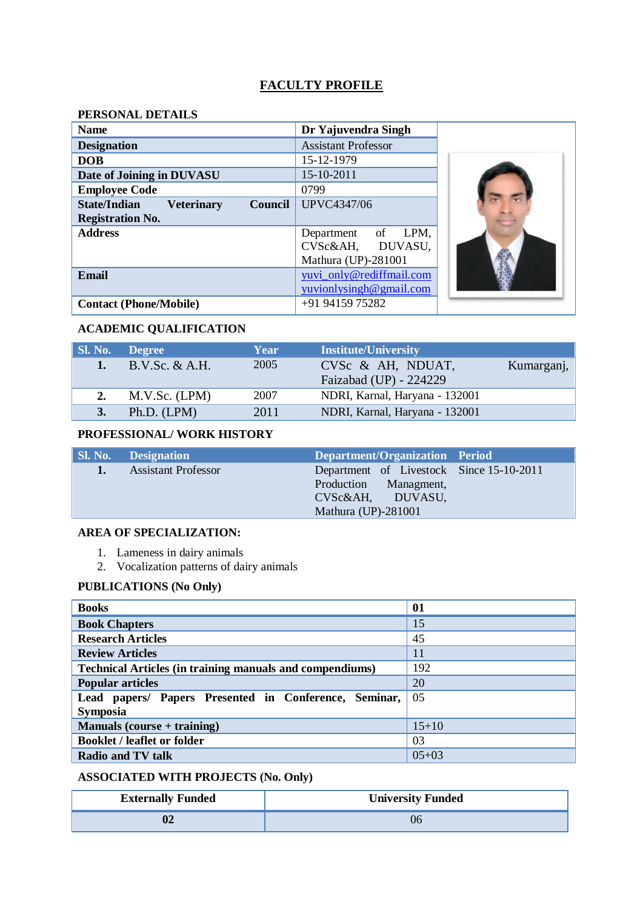# FACULTY PROFILE

## PERSONAL DETAILS

| | |
|---|---|
| **Name** | **Dr Yajuvendra Singh** |
| **Designation** | Assistant Professor |
| **DOB** | 15-12-1979 |
| **Date of Joining in DUVASU** | 15-10-2011 |
| **Employee Code** | 0799 |
| **State/Indian Veterinary Council Registration No.** | UPVC4347/06 |
| **Address** | Department of LPM, CVSc&AH, DUVASU, Mathura (UP)-281001 |
| **Email** | yuvi_only@rediffmail.com yuvionlysingh@gmail.com |
| **Contact (Phone/Mobile)** | +91 94159 75282 |

## ACADEMIC QUALIFICATION

| Sl. No. | Degree | Year | Institute/University |
|---|---|---|---|
| **1.** | B.V.Sc. & A.H. | 2005 | CVSc & AH, NDUAT, Kumarganj, Faizabad (UP) - 224229 |
| **2.** | M.V.Sc. (LPM) | 2007 | NDRI, Karnal, Haryana - 132001 |
| **3.** | Ph.D. (LPM) | 2011 | NDRI, Karnal, Haryana - 132001 |

## PROFESSIONAL/ WORK HISTORY

| Sl. No. | Designation | Department/Organization | Period |
|---|---|---|---|
| **1.** | Assistant Professor | Department of Livestock Production Managment, CVSc&AH, DUVASU, Mathura (UP)-281001 | Since 15-10-2011 |

## AREA OF SPECIALIZATION:

1. Lameness in dairy animals
2. Vocalization patterns of dairy animals

## PUBLICATIONS (No Only)

| | |
|---|---|
| **Books** | **01** |
| **Book Chapters** | 15 |
| **Research Articles** | 45 |
| **Review Articles** | 11 |
| **Technical Articles (in training manuals and compendiums)** | 192 |
| **Popular articles** | 20 |
| **Lead papers/ Papers Presented in Conference, Seminar, Symposia** | 05 |
| **Manuals (course + training)** | 15+10 |
| **Booklet / leaflet or folder** | 03 |
| **Radio and TV talk** | 05+03 |

## ASSOCIATED WITH PROJECTS (No. Only)

| Externally Funded | University Funded |
|---|---|
| **02** | 06 |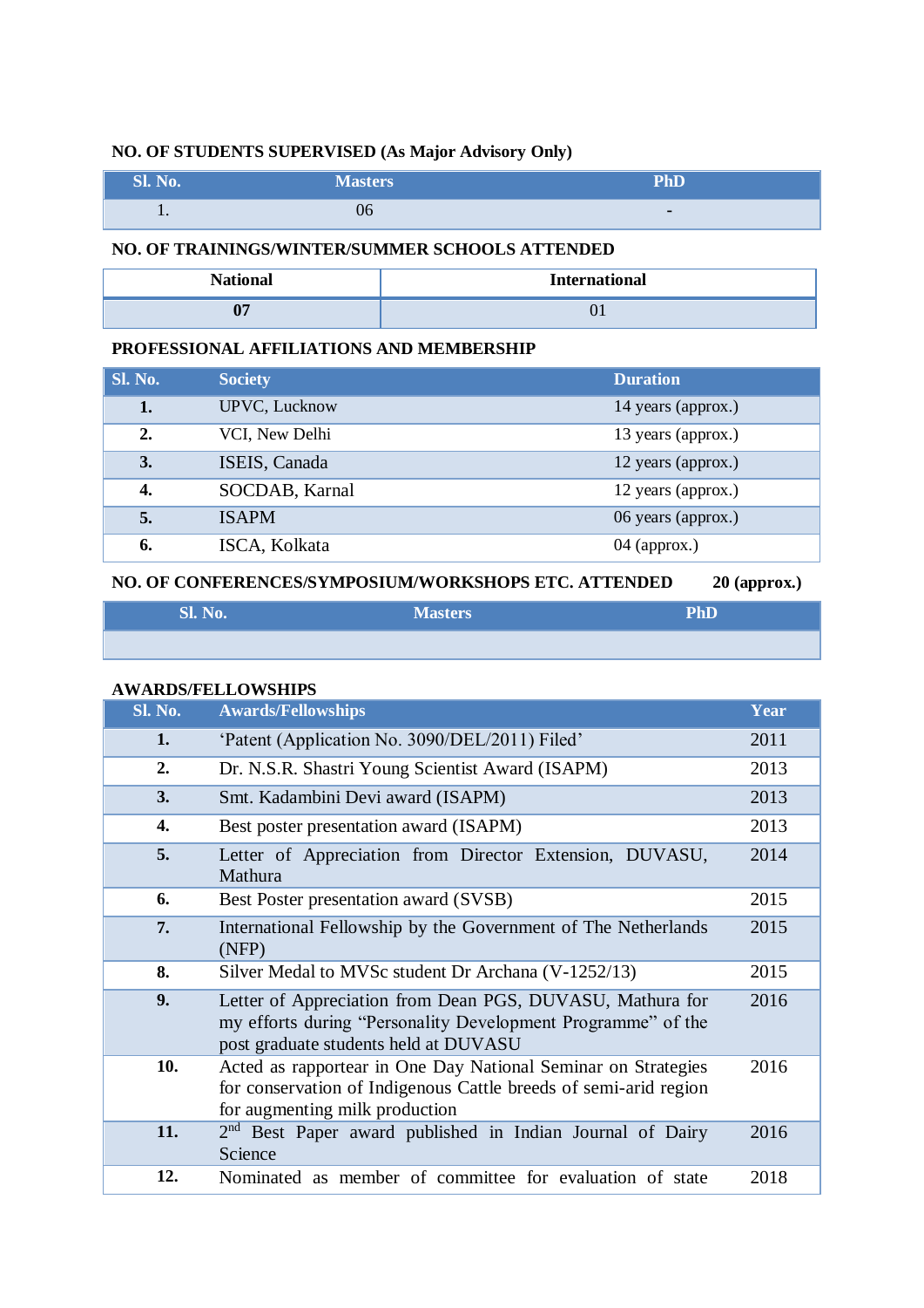**NO. OF STUDENTS SUPERVISED (As Major Advisory Only)**

| Sl. No. | Masters | PhD |
|---|---|---|
| 1. | 06 | - |

**NO. OF TRAININGS/WINTER/SUMMER SCHOOLS ATTENDED**

| National | International |
|---|---|
| **07** | 01 |

**PROFESSIONAL AFFILIATIONS AND MEMBERSHIP**

| Sl. No. | Society | Duration |
|---|---|---|
| **1.** | UPVC, Lucknow | 14 years (approx.) |
| **2.** | VCI, New Delhi | 13 years (approx.) |
| **3.** | ISEIS, Canada | 12 years (approx.) |
| **4.** | SOCDAB, Karnal | 12 years (approx.) |
| **5.** | ISAPM | 06 years (approx.) |
| **6.** | ISCA, Kolkata | 04 (approx.) |

**NO. OF CONFERENCES/SYMPOSIUM/WORKSHOPS ETC. ATTENDED** **20 (approx.)**

| Sl. No. | Masters | PhD |
|---|---|---|
| | | |

**AWARDS/FELLOWSHIPS**

| Sl. No. | Awards/Fellowships | Year |
|---|---|---|
| **1.** | 'Patent (Application No. 3090/DEL/2011) Filed' | 2011 |
| **2.** | Dr. N.S.R. Shastri Young Scientist Award (ISAPM) | 2013 |
| **3.** | Smt. Kadambini Devi award (ISAPM) | 2013 |
| **4.** | Best poster presentation award (ISAPM) | 2013 |
| **5.** | Letter of Appreciation from Director Extension, DUVASU, Mathura | 2014 |
| **6.** | Best Poster presentation award (SVSB) | 2015 |
| **7.** | International Fellowship by the Government of The Netherlands (NFP) | 2015 |
| **8.** | Silver Medal to MVSc student Dr Archana (V-1252/13) | 2015 |
| **9.** | Letter of Appreciation from Dean PGS, DUVASU, Mathura for my efforts during "Personality Development Programme" of the post graduate students held at DUVASU | 2016 |
| **10.** | Acted as rapportear in One Day National Seminar on Strategies for conservation of Indigenous Cattle breeds of semi-arid region for augmenting milk production | 2016 |
| **11.** | 2nd Best Paper award published in Indian Journal of Dairy Science | 2016 |
| **12.** | Nominated as member of committee for evaluation of state | 2018 |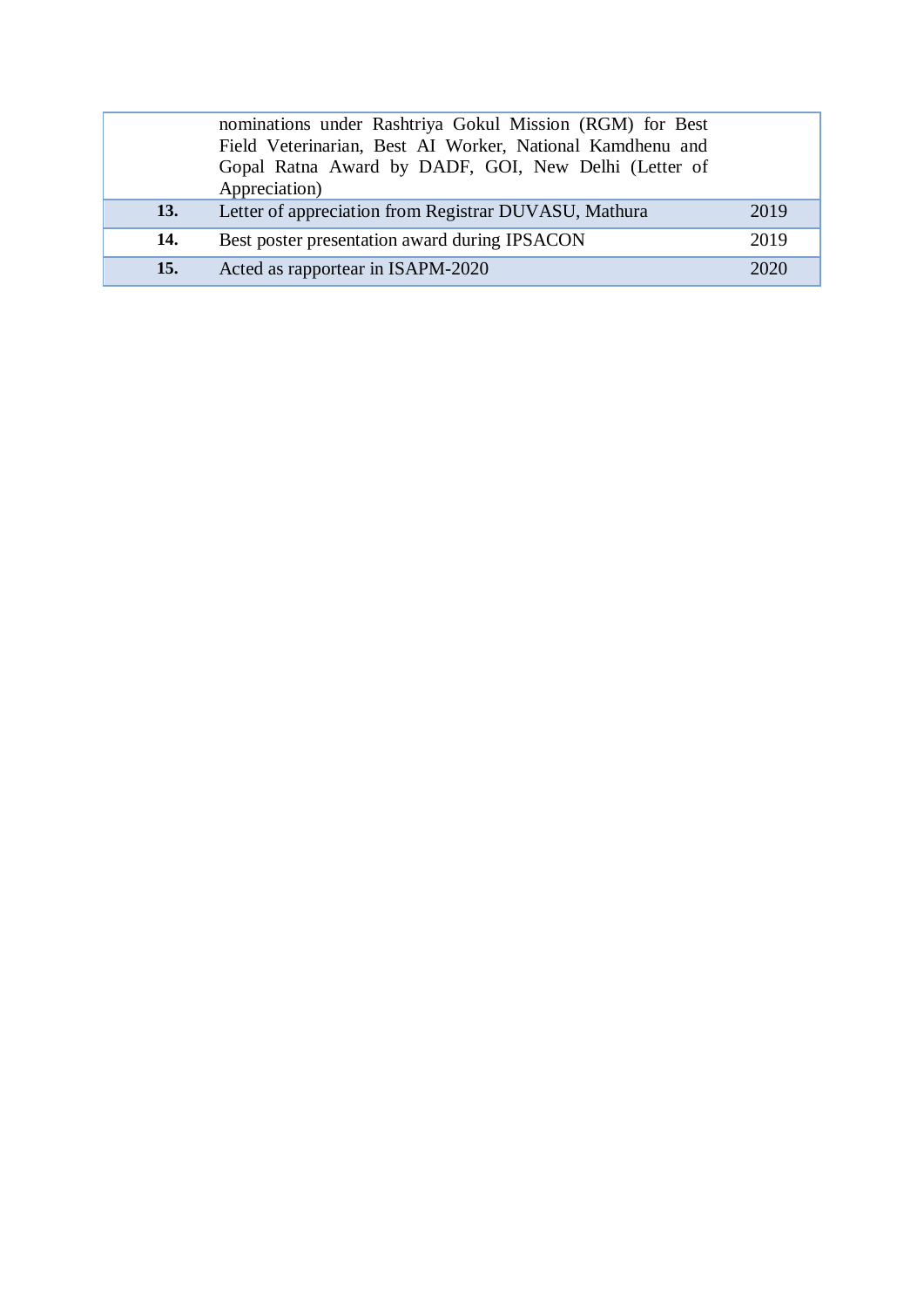| | | |
|---|---|---|
| | nominations under Rashtriya Gokul Mission (RGM) for Best Field Veterinarian, Best AI Worker, National Kamdhenu and Gopal Ratna Award by DADF, GOI, New Delhi (Letter of Appreciation) | |
| **13.** | Letter of appreciation from Registrar DUVASU, Mathura | 2019 |
| **14.** | Best poster presentation award during IPSACON | 2019 |
| **15.** | Acted as rapportear in ISAPM-2020 | 2020 |